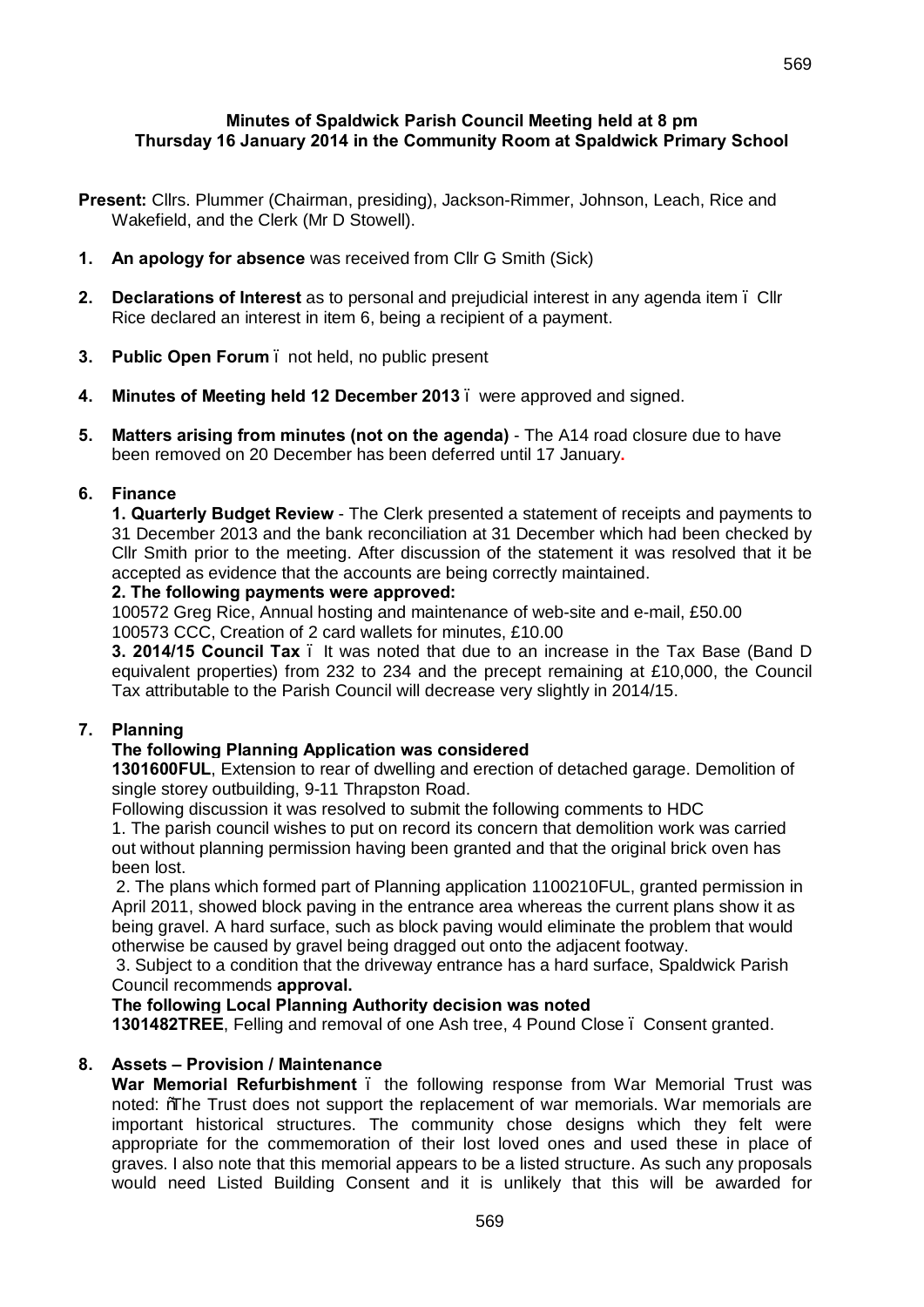**Minutes of Spaldwick Parish Council Meeting held at 8 pm**
**Thursday 16 January 2014 in the Community Room at Spaldwick Primary School**

**Present:** Cllrs. Plummer (Chairman, presiding), Jackson-Rimmer, Johnson, Leach, Rice and Wakefield, and the Clerk (Mr D Stowell).

1. **An apology for absence** was received from Cllr G Smith (Sick)

2. **Declarations of Interest** as to personal and prejudicial interest in any agenda item – Cllr Rice declared an interest in item 6, being a recipient of a payment.

3. **Public Open Forum** – not held, no public present

4. **Minutes of Meeting held 12 December 2013** – were approved and signed.

5. **Matters arising from minutes (not on the agenda)** - The A14 road closure due to have been removed on 20 December has been deferred until 17 January.

6. **Finance**

   **1. Quarterly Budget Review** - The Clerk presented a statement of receipts and payments to 31 December 2013 and the bank reconciliation at 31 December which had been checked by Cllr Smith prior to the meeting. After discussion of the statement it was resolved that it be accepted as evidence that the accounts are being correctly maintained.

   **2. The following payments were approved:**

   100572 Greg Rice, Annual hosting and maintenance of web-site and e-mail, £50.00
   100573 CCC, Creation of 2 card wallets for minutes, £10.00

   **3. 2014/15 Council Tax** – It was noted that due to an increase in the Tax Base (Band D equivalent properties) from 232 to 234 and the precept remaining at £10,000, the Council Tax attributable to the Parish Council will decrease very slightly in 2014/15.

7. **Planning**

   **The following Planning Application was considered**

   **1301600FUL**, Extension to rear of dwelling and erection of detached garage. Demolition of single storey outbuilding, 9-11 Thrapston Road.

   Following discussion it was resolved to submit the following comments to HDC

   1. The parish council wishes to put on record its concern that demolition work was carried out without planning permission having been granted and that the original brick oven has been lost.
   2. The plans which formed part of Planning application 1100210FUL, granted permission in April 2011, showed block paving in the entrance area whereas the current plans show it as being gravel. A hard surface, such as block paving would eliminate the problem that would otherwise be caused by gravel being dragged out onto the adjacent footway.
   3. Subject to a condition that the driveway entrance has a hard surface, Spaldwick Parish Council recommends **approval.**

   **The following Local Planning Authority decision was noted**

   **1301482TREE**, Felling and removal of one Ash tree, 4 Pound Close – Consent granted.

8. **Assets – Provision / Maintenance**

   **War Memorial Refurbishment** – the following response from War Memorial Trust was noted: "The Trust does not support the replacement of war memorials. War memorials are important historical structures. The community chose designs which they felt were appropriate for the commemoration of their lost loved ones and used these in place of graves. I also note that this memorial appears to be a listed structure. As such any proposals would need Listed Building Consent and it is unlikely that this will be awarded for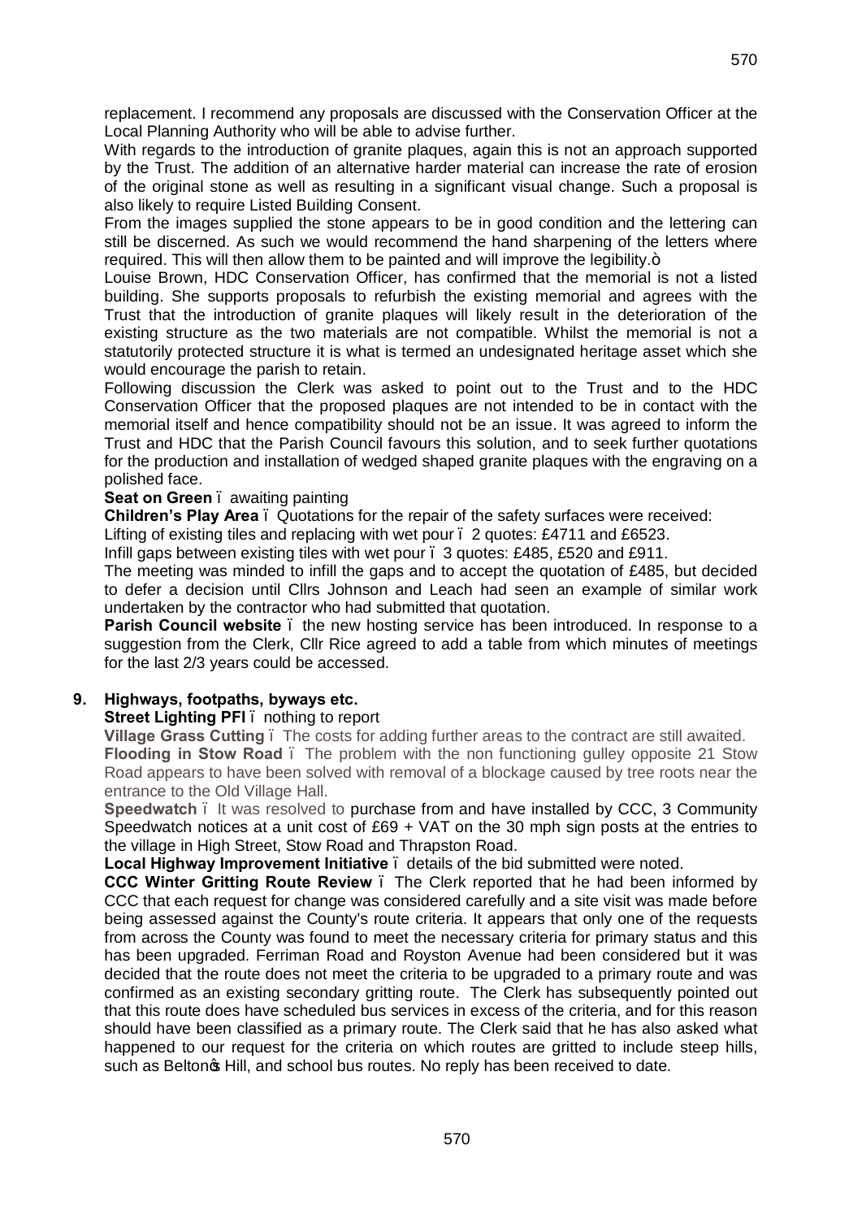replacement. I recommend any proposals are discussed with the Conservation Officer at the Local Planning Authority who will be able to advise further.

With regards to the introduction of granite plaques, again this is not an approach supported by the Trust. The addition of an alternative harder material can increase the rate of erosion of the original stone as well as resulting in a significant visual change. Such a proposal is also likely to require Listed Building Consent.

From the images supplied the stone appears to be in good condition and the lettering can still be discerned. As such we would recommend the hand sharpening of the letters where required. This will then allow them to be painted and will improve the legibility."

Louise Brown, HDC Conservation Officer, has confirmed that the memorial is not a listed building. She supports proposals to refurbish the existing memorial and agrees with the Trust that the introduction of granite plaques will likely result in the deterioration of the existing structure as the two materials are not compatible. Whilst the memorial is not a statutorily protected structure it is what is termed an undesignated heritage asset which she would encourage the parish to retain.

Following discussion the Clerk was asked to point out to the Trust and to the HDC Conservation Officer that the proposed plaques are not intended to be in contact with the memorial itself and hence compatibility should not be an issue. It was agreed to inform the Trust and HDC that the Parish Council favours this solution, and to seek further quotations for the production and installation of wedged shaped granite plaques with the engraving on a polished face.

**Seat on Green** – awaiting painting

**Children's Play Area** – Quotations for the repair of the safety surfaces were received:

Lifting of existing tiles and replacing with wet pour – 2 quotes: £4711 and £6523.

Infill gaps between existing tiles with wet pour – 3 quotes: £485, £520 and £911.

The meeting was minded to infill the gaps and to accept the quotation of £485, but decided to defer a decision until Cllrs Johnson and Leach had seen an example of similar work undertaken by the contractor who had submitted that quotation.

**Parish Council website** – the new hosting service has been introduced. In response to a suggestion from the Clerk, Cllr Rice agreed to add a table from which minutes of meetings for the last 2/3 years could be accessed.

## 9. Highways, footpaths, byways etc.

**Street Lighting PFI** – nothing to report

**Village Grass Cutting** – The costs for adding further areas to the contract are still awaited.

**Flooding in Stow Road** – The problem with the non functioning gulley opposite 21 Stow Road appears to have been solved with removal of a blockage caused by tree roots near the entrance to the Old Village Hall.

**Speedwatch** – It was resolved to purchase from and have installed by CCC, 3 Community Speedwatch notices at a unit cost of £69 + VAT on the 30 mph sign posts at the entries to the village in High Street, Stow Road and Thrapston Road.

**Local Highway Improvement Initiative** – details of the bid submitted were noted.

**CCC Winter Gritting Route Review** – The Clerk reported that he had been informed by CCC that each request for change was considered carefully and a site visit was made before being assessed against the County's route criteria. It appears that only one of the requests from across the County was found to meet the necessary criteria for primary status and this has been upgraded. Ferriman Road and Royston Avenue had been considered but it was decided that the route does not meet the criteria to be upgraded to a primary route and was confirmed as an existing secondary gritting route. The Clerk has subsequently pointed out that this route does have scheduled bus services in excess of the criteria, and for this reason should have been classified as a primary route. The Clerk said that he has also asked what happened to our request for the criteria on which routes are gritted to include steep hills, such as Belton's Hill, and school bus routes. No reply has been received to date.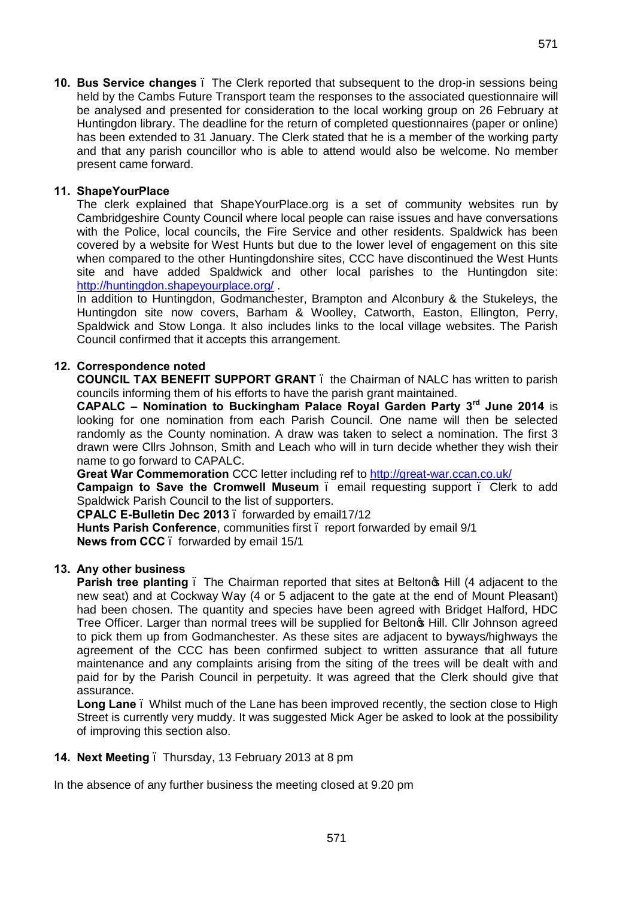**10. Bus Service changes** – The Clerk reported that subsequent to the drop-in sessions being held by the Cambs Future Transport team the responses to the associated questionnaire will be analysed and presented for consideration to the local working group on 26 February at Huntingdon library. The deadline for the return of completed questionnaires (paper or online) has been extended to 31 January. The Clerk stated that he is a member of the working party and that any parish councillor who is able to attend would also be welcome. No member present came forward.

**11. ShapeYourPlace**

The clerk explained that ShapeYourPlace.org is a set of community websites run by Cambridgeshire County Council where local people can raise issues and have conversations with the Police, local councils, the Fire Service and other residents. Spaldwick has been covered by a website for West Hunts but due to the lower level of engagement on this site when compared to the other Huntingdonshire sites, CCC have discontinued the West Hunts site and have added Spaldwick and other local parishes to the Huntingdon site: http://huntingdon.shapeyourplace.org/ .

In addition to Huntingdon, Godmanchester, Brampton and Alconbury & the Stukeleys, the Huntingdon site now covers, Barham & Woolley, Catworth, Easton, Ellington, Perry, Spaldwick and Stow Longa. It also includes links to the local village websites. The Parish Council confirmed that it accepts this arrangement.

**12. Correspondence noted**

**COUNCIL TAX BENEFIT SUPPORT GRANT** – the Chairman of NALC has written to parish councils informing them of his efforts to have the parish grant maintained.

**CAPALC – Nomination to Buckingham Palace Royal Garden Party 3rd June 2014** is looking for one nomination from each Parish Council. One name will then be selected randomly as the County nomination. A draw was taken to select a nomination. The first 3 drawn were Cllrs Johnson, Smith and Leach who will in turn decide whether they wish their name to go forward to CAPALC.

**Great War Commemoration** CCC letter including ref to http://great-war.ccan.co.uk/

**Campaign to Save the Cromwell Museum** – email requesting support – Clerk to add Spaldwick Parish Council to the list of supporters.

**CPALC E-Bulletin Dec 2013** – forwarded by email17/12

**Hunts Parish Conference**, communities first – report forwarded by email 9/1

**News from CCC** – forwarded by email 15/1

**13. Any other business**

**Parish tree planting** – The Chairman reported that sites at Belton's Hill (4 adjacent to the new seat) and at Cockway Way (4 or 5 adjacent to the gate at the end of Mount Pleasant) had been chosen. The quantity and species have been agreed with Bridget Halford, HDC Tree Officer. Larger than normal trees will be supplied for Belton's Hill. Cllr Johnson agreed to pick them up from Godmanchester. As these sites are adjacent to byways/highways the agreement of the CCC has been confirmed subject to written assurance that all future maintenance and any complaints arising from the siting of the trees will be dealt with and paid for by the Parish Council in perpetuity. It was agreed that the Clerk should give that assurance.

**Long Lane** – Whilst much of the Lane has been improved recently, the section close to High Street is currently very muddy. It was suggested Mick Ager be asked to look at the possibility of improving this section also.

**14. Next Meeting** – Thursday, 13 February 2013 at 8 pm

In the absence of any further business the meeting closed at 9.20 pm